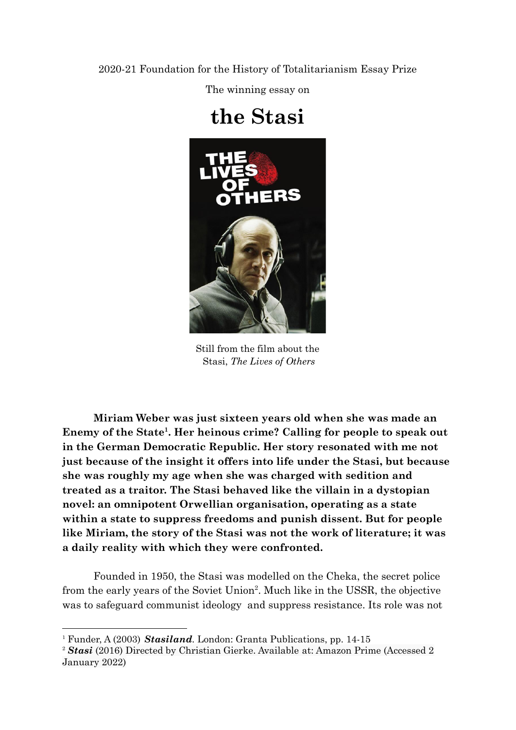2020-21 Foundation for the History of Totalitarianism Essay Prize

The winning essay on

# the Stasi

Still from the film about the Stasi, *The Lives of Others*

**Miriam Weber was just sixteen years old when she was made an Enemy of the State[1]. Her heinous crime? Calling for people to speak out in the German Democratic Republic. Her story resonated with me not just because of the insight it offers into life under the Stasi, but because she was roughly my age when she was charged with sedition and treated as a traitor. The Stasi behaved like the villain in a dystopian novel: an omnipotent Orwellian organisation, operating as a state within a state to suppress freedoms and punish dissent. But for people like Miriam, the story of the Stasi was not the work of literature; it was a daily reality with which they were confronted.**

Founded in 1950, the Stasi was modelled on the Cheka, the secret police from the early years of the Soviet Union[2]. Much like in the USSR, the objective was to safeguard communist ideology and suppress resistance. Its role was not

---

[1] Funder, A (2003) ***Stasiland***. London: Granta Publications, pp. 14-15

[2] ***Stasi*** (2016) Directed by Christian Gierke. Available at: Amazon Prime (Accessed 2 January 2022)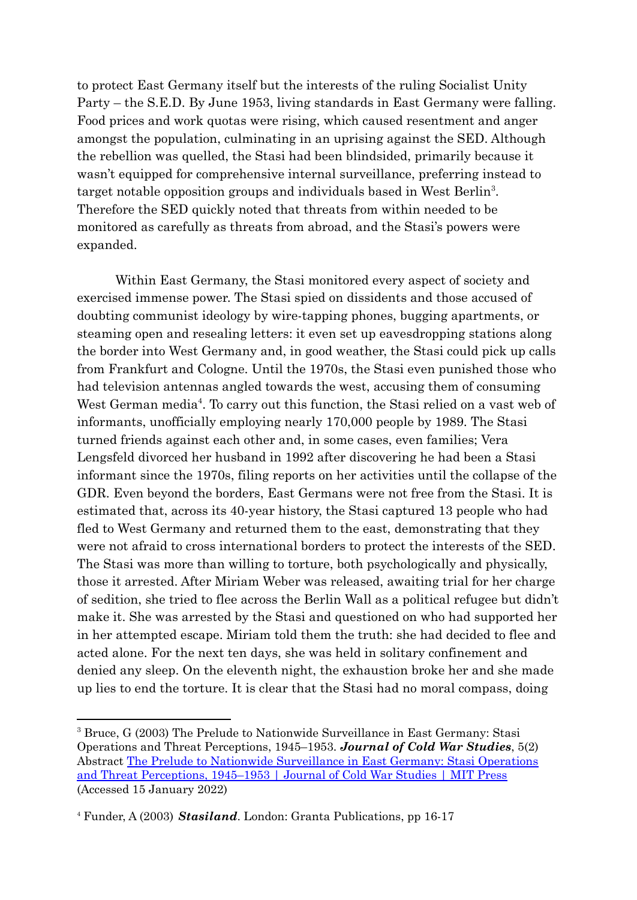to protect East Germany itself but the interests of the ruling Socialist Unity Party – the S.E.D. By June 1953, living standards in East Germany were falling. Food prices and work quotas were rising, which caused resentment and anger amongst the population, culminating in an uprising against the SED. Although the rebellion was quelled, the Stasi had been blindsided, primarily because it wasn't equipped for comprehensive internal surveillance, preferring instead to target notable opposition groups and individuals based in West Berlin[3]. Therefore the SED quickly noted that threats from within needed to be monitored as carefully as threats from abroad, and the Stasi's powers were expanded.

Within East Germany, the Stasi monitored every aspect of society and exercised immense power. The Stasi spied on dissidents and those accused of doubting communist ideology by wire-tapping phones, bugging apartments, or steaming open and resealing letters: it even set up eavesdropping stations along the border into West Germany and, in good weather, the Stasi could pick up calls from Frankfurt and Cologne. Until the 1970s, the Stasi even punished those who had television antennas angled towards the west, accusing them of consuming West German media[4]. To carry out this function, the Stasi relied on a vast web of informants, unofficially employing nearly 170,000 people by 1989. The Stasi turned friends against each other and, in some cases, even families; Vera Lengsfeld divorced her husband in 1992 after discovering he had been a Stasi informant since the 1970s, filing reports on her activities until the collapse of the GDR. Even beyond the borders, East Germans were not free from the Stasi. It is estimated that, across its 40-year history, the Stasi captured 13 people who had fled to West Germany and returned them to the east, demonstrating that they were not afraid to cross international borders to protect the interests of the SED. The Stasi was more than willing to torture, both psychologically and physically, those it arrested. After Miriam Weber was released, awaiting trial for her charge of sedition, she tried to flee across the Berlin Wall as a political refugee but didn't make it. She was arrested by the Stasi and questioned on who had supported her in her attempted escape. Miriam told them the truth: she had decided to flee and acted alone. For the next ten days, she was held in solitary confinement and denied any sleep. On the eleventh night, the exhaustion broke her and she made up lies to end the torture. It is clear that the Stasi had no moral compass, doing

---

[3] Bruce, G (2003) The Prelude to Nationwide Surveillance in East Germany: Stasi Operations and Threat Perceptions, 1945–1953. ***Journal of Cold War Studies***, 5(2) Abstract [The Prelude to Nationwide Surveillance in East Germany: Stasi Operations and Threat Perceptions, 1945–1953 | Journal of Cold War Studies | MIT Press]() (Accessed 15 January 2022)

[4] Funder, A (2003) ***Stasiland***. London: Granta Publications, pp 16-17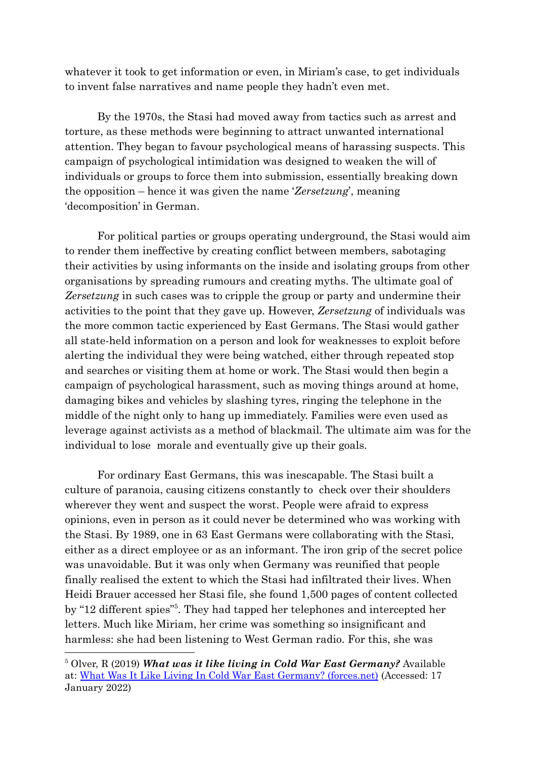whatever it took to get information or even, in Miriam's case, to get individuals to invent false narratives and name people they hadn't even met.

By the 1970s, the Stasi had moved away from tactics such as arrest and torture, as these methods were beginning to attract unwanted international attention. They began to favour psychological means of harassing suspects. This campaign of psychological intimidation was designed to weaken the will of individuals or groups to force them into submission, essentially breaking down the opposition – hence it was given the name '*Zersetzung*', meaning 'decomposition' in German.

For political parties or groups operating underground, the Stasi would aim to render them ineffective by creating conflict between members, sabotaging their activities by using informants on the inside and isolating groups from other organisations by spreading rumours and creating myths. The ultimate goal of *Zersetzung* in such cases was to cripple the group or party and undermine their activities to the point that they gave up. However, *Zersetzung* of individuals was the more common tactic experienced by East Germans. The Stasi would gather all state-held information on a person and look for weaknesses to exploit before alerting the individual they were being watched, either through repeated stop and searches or visiting them at home or work. The Stasi would then begin a campaign of psychological harassment, such as moving things around at home, damaging bikes and vehicles by slashing tyres, ringing the telephone in the middle of the night only to hang up immediately. Families were even used as leverage against activists as a method of blackmail. The ultimate aim was for the individual to lose morale and eventually give up their goals.

For ordinary East Germans, this was inescapable. The Stasi built a culture of paranoia, causing citizens constantly to check over their shoulders wherever they went and suspect the worst. People were afraid to express opinions, even in person as it could never be determined who was working with the Stasi. By 1989, one in 63 East Germans were collaborating with the Stasi, either as a direct employee or as an informant. The iron grip of the secret police was unavoidable. But it was only when Germany was reunified that people finally realised the extent to which the Stasi had infiltrated their lives. When Heidi Brauer accessed her Stasi file, she found 1,500 pages of content collected by "12 different spies"[5]. They had tapped her telephones and intercepted her letters. Much like Miriam, her crime was something so insignificant and harmless: she had been listening to West German radio. For this, she was

[5] Olver, R (2019) ***What was it like living in Cold War East Germany?*** Available at: [What Was It Like Living In Cold War East Germany? (forces.net)](What Was It Like Living In Cold War East Germany? (forces.net)) (Accessed: 17 January 2022)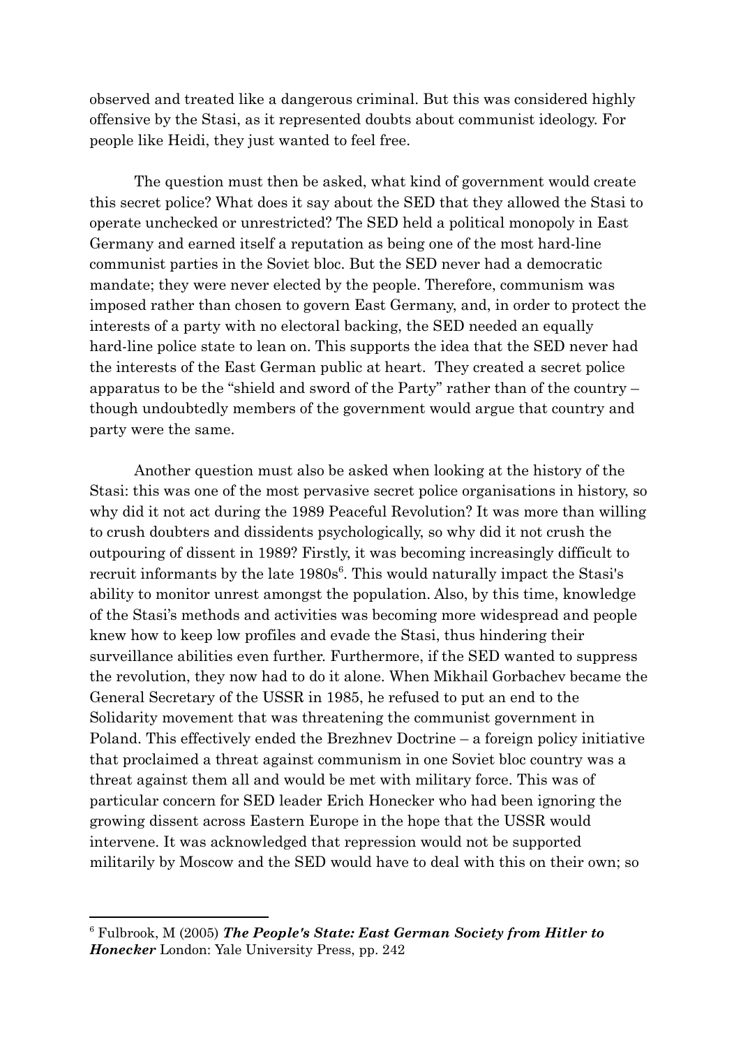observed and treated like a dangerous criminal. But this was considered highly offensive by the Stasi, as it represented doubts about communist ideology. For people like Heidi, they just wanted to feel free.

The question must then be asked, what kind of government would create this secret police? What does it say about the SED that they allowed the Stasi to operate unchecked or unrestricted? The SED held a political monopoly in East Germany and earned itself a reputation as being one of the most hard-line communist parties in the Soviet bloc. But the SED never had a democratic mandate; they were never elected by the people. Therefore, communism was imposed rather than chosen to govern East Germany, and, in order to protect the interests of a party with no electoral backing, the SED needed an equally hard-line police state to lean on. This supports the idea that the SED never had the interests of the East German public at heart. They created a secret police apparatus to be the "shield and sword of the Party" rather than of the country – though undoubtedly members of the government would argue that country and party were the same.

Another question must also be asked when looking at the history of the Stasi: this was one of the most pervasive secret police organisations in history, so why did it not act during the 1989 Peaceful Revolution? It was more than willing to crush doubters and dissidents psychologically, so why did it not crush the outpouring of dissent in 1989? Firstly, it was becoming increasingly difficult to recruit informants by the late 1980s[6]. This would naturally impact the Stasi's ability to monitor unrest amongst the population. Also, by this time, knowledge of the Stasi's methods and activities was becoming more widespread and people knew how to keep low profiles and evade the Stasi, thus hindering their surveillance abilities even further. Furthermore, if the SED wanted to suppress the revolution, they now had to do it alone. When Mikhail Gorbachev became the General Secretary of the USSR in 1985, he refused to put an end to the Solidarity movement that was threatening the communist government in Poland. This effectively ended the Brezhnev Doctrine – a foreign policy initiative that proclaimed a threat against communism in one Soviet bloc country was a threat against them all and would be met with military force. This was of particular concern for SED leader Erich Honecker who had been ignoring the growing dissent across Eastern Europe in the hope that the USSR would intervene. It was acknowledged that repression would not be supported militarily by Moscow and the SED would have to deal with this on their own; so

[6] Fulbrook, M (2005) ***The People's State: East German Society from Hitler to Honecker*** London: Yale University Press, pp. 242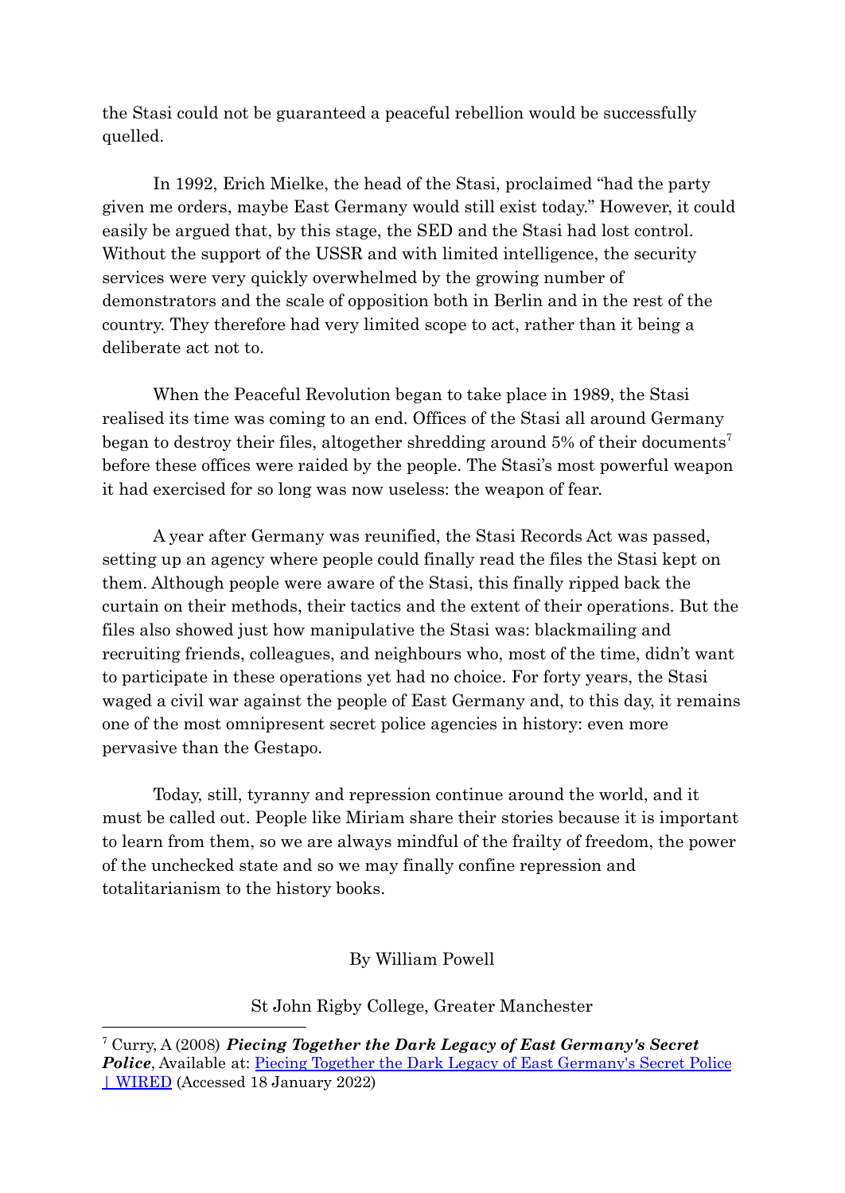the Stasi could not be guaranteed a peaceful rebellion would be successfully quelled.

In 1992, Erich Mielke, the head of the Stasi, proclaimed "had the party given me orders, maybe East Germany would still exist today." However, it could easily be argued that, by this stage, the SED and the Stasi had lost control. Without the support of the USSR and with limited intelligence, the security services were very quickly overwhelmed by the growing number of demonstrators and the scale of opposition both in Berlin and in the rest of the country. They therefore had very limited scope to act, rather than it being a deliberate act not to.

When the Peaceful Revolution began to take place in 1989, the Stasi realised its time was coming to an end. Offices of the Stasi all around Germany began to destroy their files, altogether shredding around 5% of their documents[7] before these offices were raided by the people. The Stasi's most powerful weapon it had exercised for so long was now useless: the weapon of fear.

A year after Germany was reunified, the Stasi Records Act was passed, setting up an agency where people could finally read the files the Stasi kept on them. Although people were aware of the Stasi, this finally ripped back the curtain on their methods, their tactics and the extent of their operations. But the files also showed just how manipulative the Stasi was: blackmailing and recruiting friends, colleagues, and neighbours who, most of the time, didn't want to participate in these operations yet had no choice. For forty years, the Stasi waged a civil war against the people of East Germany and, to this day, it remains one of the most omnipresent secret police agencies in history: even more pervasive than the Gestapo.

Today, still, tyranny and repression continue around the world, and it must be called out. People like Miriam share their stories because it is important to learn from them, so we are always mindful of the frailty of freedom, the power of the unchecked state and so we may finally confine repression and totalitarianism to the history books.

By William Powell

St John Rigby College, Greater Manchester

---

[7] Curry, A (2008) ***Piecing Together the Dark Legacy of East Germany's Secret Police***, Available at: [Piecing Together the Dark Legacy of East Germany's Secret Police | WIRED] (Accessed 18 January 2022)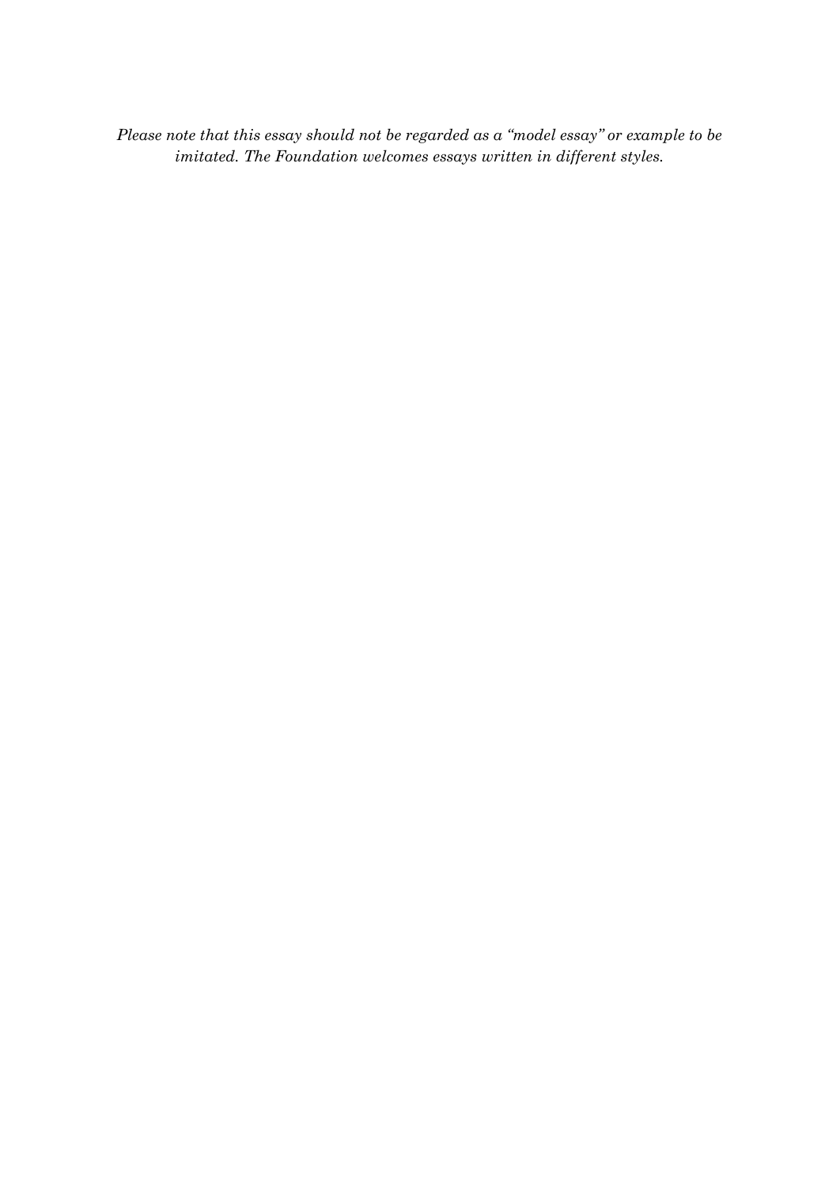*Please note that this essay should not be regarded as a "model essay" or example to be imitated. The Foundation welcomes essays written in different styles.*